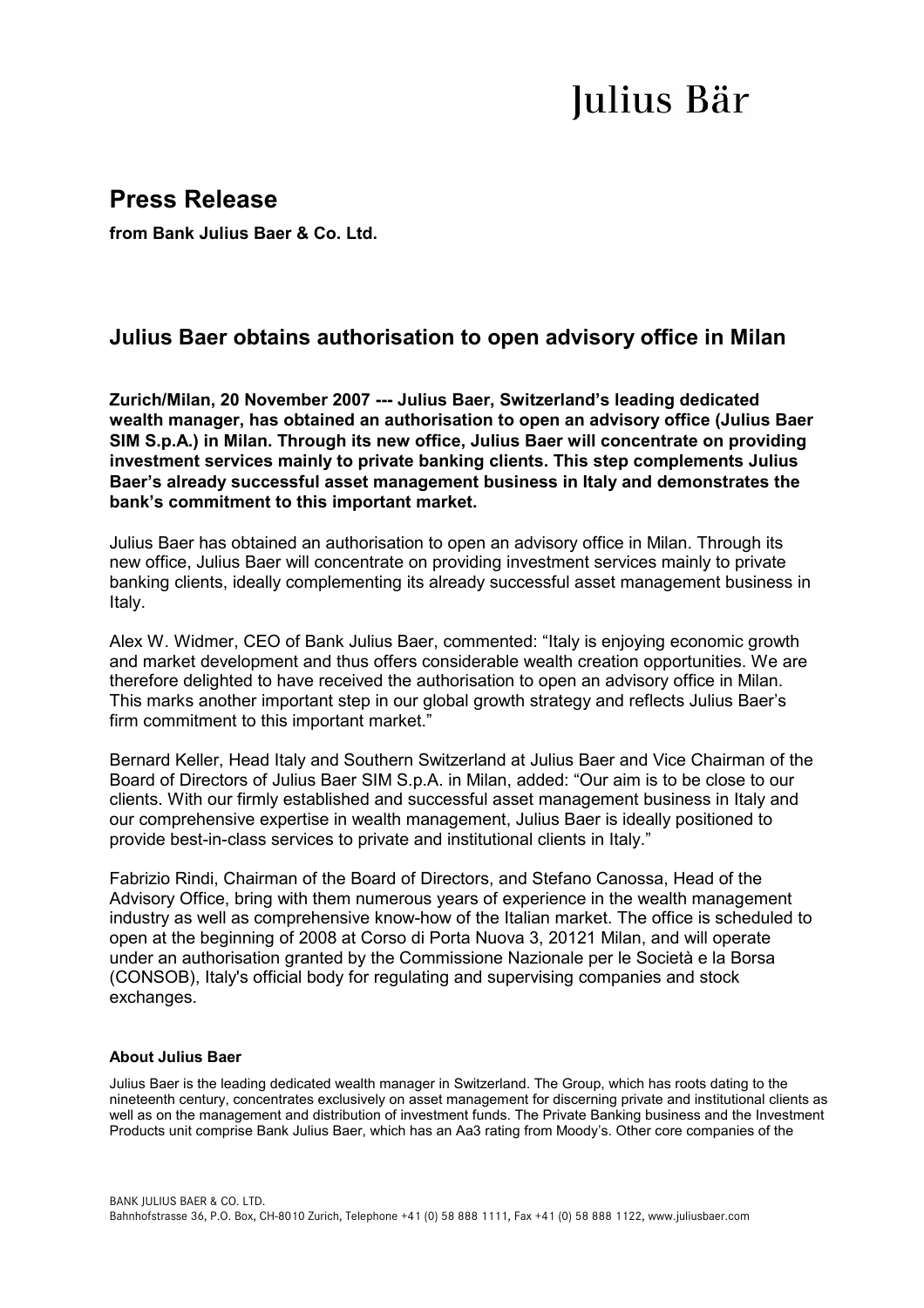Julius Bär

# Press Release

**from Bank Julius Baer & Co. Ltd.**

## Julius Baer obtains authorisation to open advisory office in Milan

**Zurich/Milan, 20 November 2007 --- Julius Baer, Switzerland's leading dedicated wealth manager, has obtained an authorisation to open an advisory office (Julius Baer SIM S.p.A.) in Milan. Through its new office, Julius Baer will concentrate on providing investment services mainly to private banking clients. This step complements Julius Baer's already successful asset management business in Italy and demonstrates the bank's commitment to this important market.**

Julius Baer has obtained an authorisation to open an advisory office in Milan. Through its new office, Julius Baer will concentrate on providing investment services mainly to private banking clients, ideally complementing its already successful asset management business in Italy.

Alex W. Widmer, CEO of Bank Julius Baer, commented: "Italy is enjoying economic growth and market development and thus offers considerable wealth creation opportunities. We are therefore delighted to have received the authorisation to open an advisory office in Milan. This marks another important step in our global growth strategy and reflects Julius Baer's firm commitment to this important market."

Bernard Keller, Head Italy and Southern Switzerland at Julius Baer and Vice Chairman of the Board of Directors of Julius Baer SIM S.p.A. in Milan, added: "Our aim is to be close to our clients. With our firmly established and successful asset management business in Italy and our comprehensive expertise in wealth management, Julius Baer is ideally positioned to provide best-in-class services to private and institutional clients in Italy."

Fabrizio Rindi, Chairman of the Board of Directors, and Stefano Canossa, Head of the Advisory Office, bring with them numerous years of experience in the wealth management industry as well as comprehensive know-how of the Italian market. The office is scheduled to open at the beginning of 2008 at Corso di Porta Nuova 3, 20121 Milan, and will operate under an authorisation granted by the Commissione Nazionale per le Società e la Borsa (CONSOB), Italy's official body for regulating and supervising companies and stock exchanges.

#### About Julius Baer

Julius Baer is the leading dedicated wealth manager in Switzerland. The Group, which has roots dating to the nineteenth century, concentrates exclusively on asset management for discerning private and institutional clients as well as on the management and distribution of investment funds. The Private Banking business and the Investment Products unit comprise Bank Julius Baer, which has an Aa3 rating from Moody's. Other core companies of the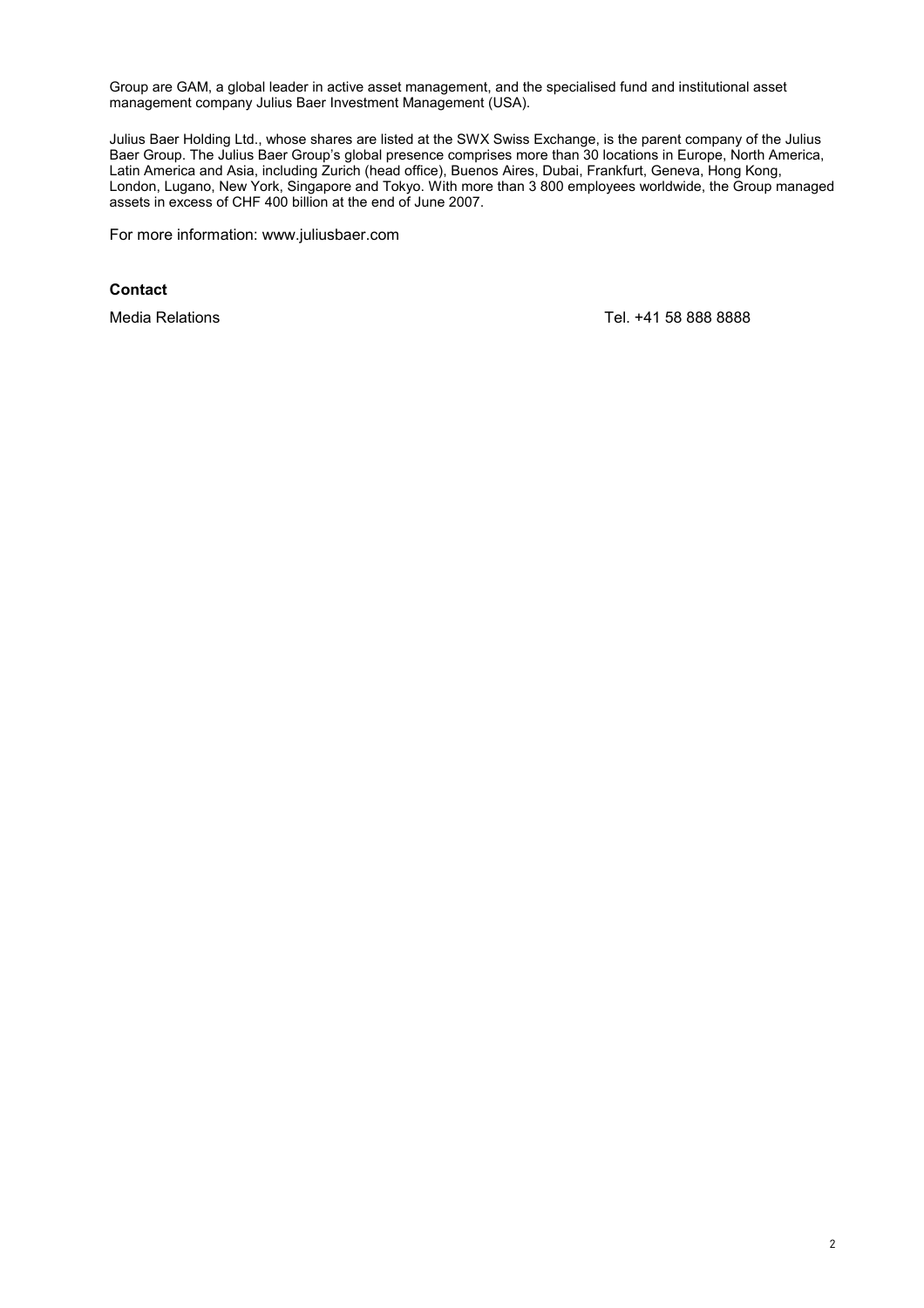Group are GAM, a global leader in active asset management, and the specialised fund and institutional asset management company Julius Baer Investment Management (USA).

Julius Baer Holding Ltd., whose shares are listed at the SWX Swiss Exchange, is the parent company of the Julius Baer Group. The Julius Baer Group's global presence comprises more than 30 locations in Europe, North America, Latin America and Asia, including Zurich (head office), Buenos Aires, Dubai, Frankfurt, Geneva, Hong Kong, London, Lugano, New York, Singapore and Tokyo. With more than 3 800 employees worldwide, the Group managed assets in excess of CHF 400 billion at the end of June 2007.

For more information: www.juliusbaer.com

**Contact**

Media Relations Tel. +41 58 888 8888